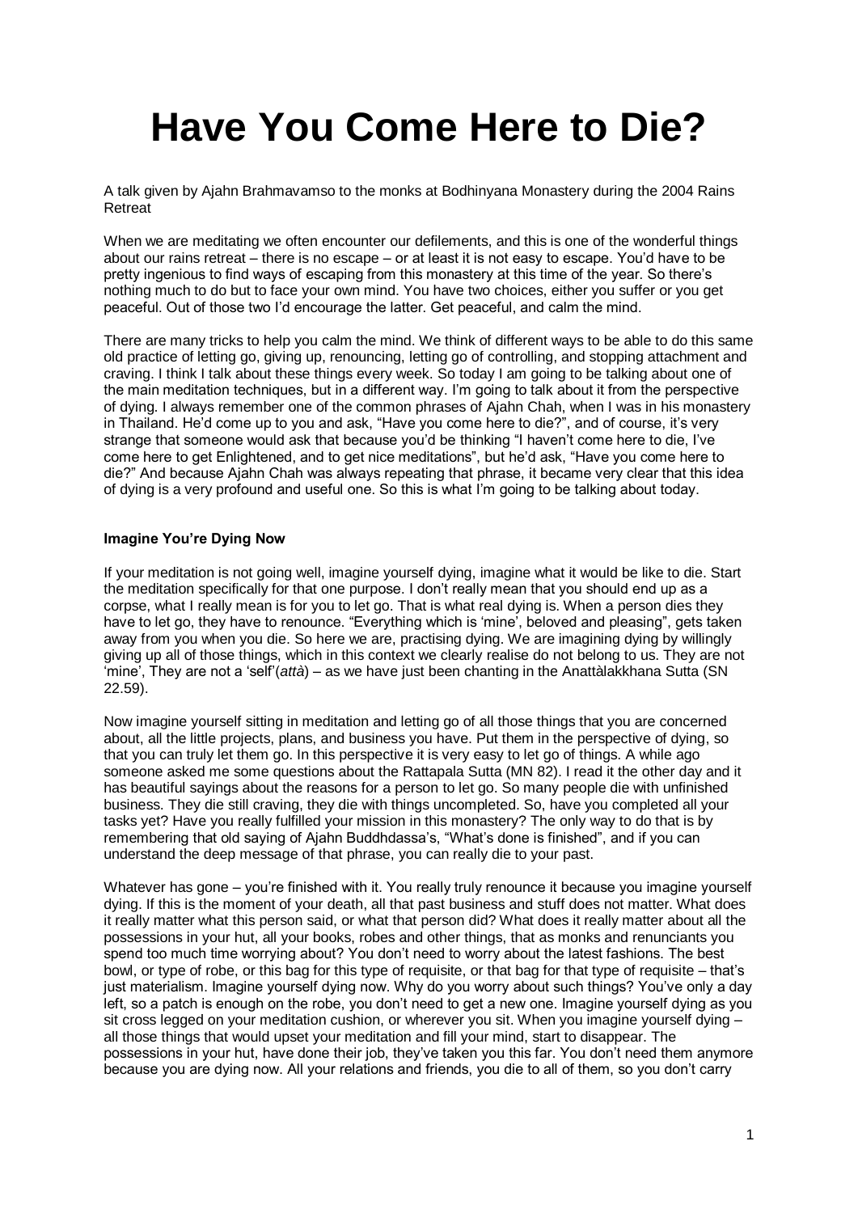# Have You Come Here to Die?

A talk given by Ajahn Brahmavamso to the monks at Bodhinyana Monastery during the 2004 Rains Retreat

When we are meditating we often encounter our defilements, and this is one of the wonderful things about our rains retreat – there is no escape – or at least it is not easy to escape. You'd have to be pretty ingenious to find ways of escaping from this monastery at this time of the year. So there's nothing much to do but to face your own mind. You have two choices, either you suffer or you get peaceful. Out of those two I'd encourage the latter. Get peaceful, and calm the mind.

There are many tricks to help you calm the mind. We think of different ways to be able to do this same old practice of letting go, giving up, renouncing, letting go of controlling, and stopping attachment and craving. I think I talk about these things every week. So today I am going to be talking about one of the main meditation techniques, but in a different way. I'm going to talk about it from the perspective of dying. I always remember one of the common phrases of Ajahn Chah, when I was in his monastery in Thailand. He'd come up to you and ask, "Have you come here to die?", and of course, it's very strange that someone would ask that because you'd be thinking "I haven't come here to die, I've come here to get Enlightened, and to get nice meditations", but he'd ask, "Have you come here to die?" And because Ajahn Chah was always repeating that phrase, it became very clear that this idea of dying is a very profound and useful one. So this is what I'm going to be talking about today.

### Imagine You're Dying Now

If your meditation is not going well, imagine yourself dying, imagine what it would be like to die. Start the meditation specifically for that one purpose. I don't really mean that you should end up as a corpse, what I really mean is for you to let go. That is what real dying is. When a person dies they have to let go, they have to renounce. "Everything which is 'mine', beloved and pleasing", gets taken away from you when you die. So here we are, practising dying. We are imagining dying by willingly giving up all of those things, which in this context we clearly realise do not belong to us. They are not 'mine', They are not a 'self'(*attà*) – as we have just been chanting in the Anattàlakkhana Sutta (SN 22.59).

Now imagine yourself sitting in meditation and letting go of all those things that you are concerned about, all the little projects, plans, and business you have. Put them in the perspective of dying, so that you can truly let them go. In this perspective it is very easy to let go of things. A while ago someone asked me some questions about the Rattapala Sutta (MN 82). I read it the other day and it has beautiful sayings about the reasons for a person to let go. So many people die with unfinished business. They die still craving, they die with things uncompleted. So, have you completed all your tasks yet? Have you really fulfilled your mission in this monastery? The only way to do that is by remembering that old saying of Ajahn Buddhdassa's, "What's done is finished", and if you can understand the deep message of that phrase, you can really die to your past.

Whatever has gone – you're finished with it. You really truly renounce it because you imagine yourself dying. If this is the moment of your death, all that past business and stuff does not matter. What does it really matter what this person said, or what that person did? What does it really matter about all the possessions in your hut, all your books, robes and other things, that as monks and renunciants you spend too much time worrying about? You don't need to worry about the latest fashions. The best bowl, or type of robe, or this bag for this type of requisite, or that bag for that type of requisite – that's just materialism. Imagine yourself dying now. Why do you worry about such things? You've only a day left, so a patch is enough on the robe, you don't need to get a new one. Imagine yourself dying as you sit cross legged on your meditation cushion, or wherever you sit. When you imagine yourself dying – all those things that would upset your meditation and fill your mind, start to disappear. The possessions in your hut, have done their job, they've taken you this far. You don't need them anymore because you are dying now. All your relations and friends, you die to all of them, so you don't carry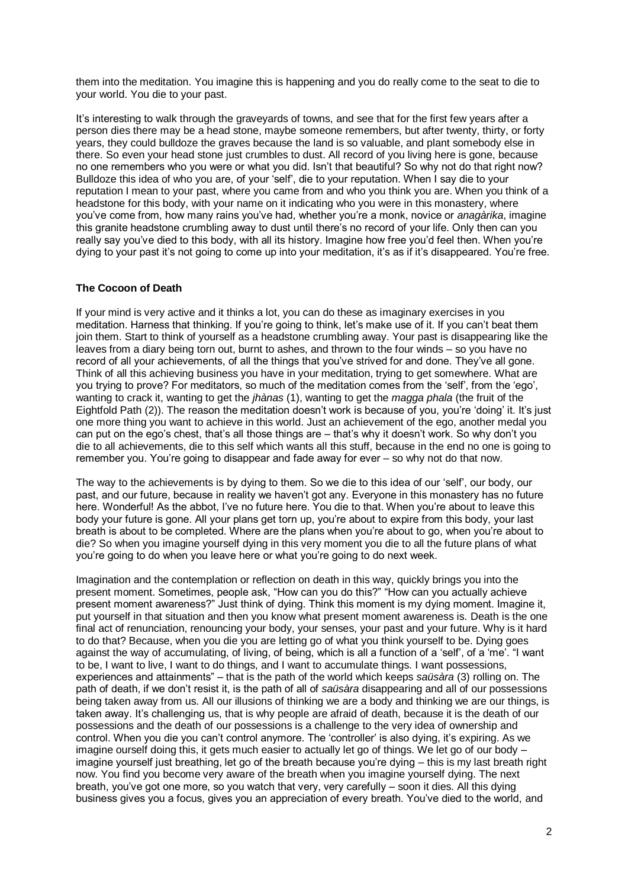them into the meditation. You imagine this is happening and you do really come to the seat to die to your world. You die to your past.

It's interesting to walk through the graveyards of towns, and see that for the first few years after a person dies there may be a head stone, maybe someone remembers, but after twenty, thirty, or forty years, they could bulldoze the graves because the land is so valuable, and plant somebody else in there. So even your head stone just crumbles to dust. All record of you living here is gone, because no one remembers who you were or what you did. Isn't that beautiful? So why not do that right now? Bulldoze this idea of who you are, of your 'self', die to your reputation. When I say die to your reputation I mean to your past, where you came from and who you think you are. When you think of a headstone for this body, with your name on it indicating who you were in this monastery, where you've come from, how many rains you've had, whether you're a monk, novice or *anagàrika*, imagine this granite headstone crumbling away to dust until there's no record of your life. Only then can you really say you've died to this body, with all its history. Imagine how free you'd feel then. When you're dying to your past it's not going to come up into your meditation, it's as if it's disappeared. You're free.

### The Cocoon of Death

If your mind is very active and it thinks a lot, you can do these as imaginary exercises in you meditation. Harness that thinking. If you're going to think, let's make use of it. If you can't beat them join them. Start to think of yourself as a headstone crumbling away. Your past is disappearing like the leaves from a diary being torn out, burnt to ashes, and thrown to the four winds – so you have no record of all your achievements, of all the things that you've strived for and done. They've all gone. Think of all this achieving business you have in your meditation, trying to get somewhere. What are you trying to prove? For meditators, so much of the meditation comes from the 'self', from the 'ego', wanting to crack it, wanting to get the *jhànas* (1), wanting to get the *magga phala* (the fruit of the Eightfold Path (2)). The reason the meditation doesn't work is because of you, you're 'doing' it. It's just one more thing you want to achieve in this world. Just an achievement of the ego, another medal you can put on the ego's chest, that's all those things are – that's why it doesn't work. So why don't you die to all achievements, die to this self which wants all this stuff, because in the end no one is going to remember you. You're going to disappear and fade away for ever – so why not do that now.

The way to the achievements is by dying to them. So we die to this idea of our 'self', our body, our past, and our future, because in reality we haven't got any. Everyone in this monastery has no future here. Wonderful! As the abbot, I've no future here. You die to that. When you're about to leave this body your future is gone. All your plans get torn up, you're about to expire from this body, your last breath is about to be completed. Where are the plans when you're about to go, when you're about to die? So when you imagine yourself dying in this very moment you die to all the future plans of what you're going to do when you leave here or what you're going to do next week.

Imagination and the contemplation or reflection on death in this way, quickly brings you into the present moment. Sometimes, people ask, "How can you do this?" "How can you actually achieve present moment awareness?" Just think of dying. Think this moment is my dying moment. Imagine it, put yourself in that situation and then you know what present moment awareness is. Death is the one final act of renunciation, renouncing your body, your senses, your past and your future. Why is it hard to do that? Because, when you die you are letting go of what you think yourself to be. Dying goes against the way of accumulating, of living, of being, which is all a function of a 'self', of a 'me'. "I want to be, I want to live, I want to do things, and I want to accumulate things. I want possessions, experiences and attainments" – that is the path of the world which keeps *saüsàra* (3) rolling on. The path of death, if we don't resist it, is the path of all of *saüsàra* disappearing and all of our possessions being taken away from us. All our illusions of thinking we are a body and thinking we are our things, is taken away. It's challenging us, that is why people are afraid of death, because it is the death of our possessions and the death of our possessions is a challenge to the very idea of ownership and control. When you die you can't control anymore. The 'controller' is also dying, it's expiring. As we imagine ourself doing this, it gets much easier to actually let go of things. We let go of our body – imagine yourself just breathing, let go of the breath because you're dying – this is my last breath right now. You find you become very aware of the breath when you imagine yourself dying. The next breath, you've got one more, so you watch that very, very carefully – soon it dies. All this dying business gives you a focus, gives you an appreciation of every breath. You've died to the world, and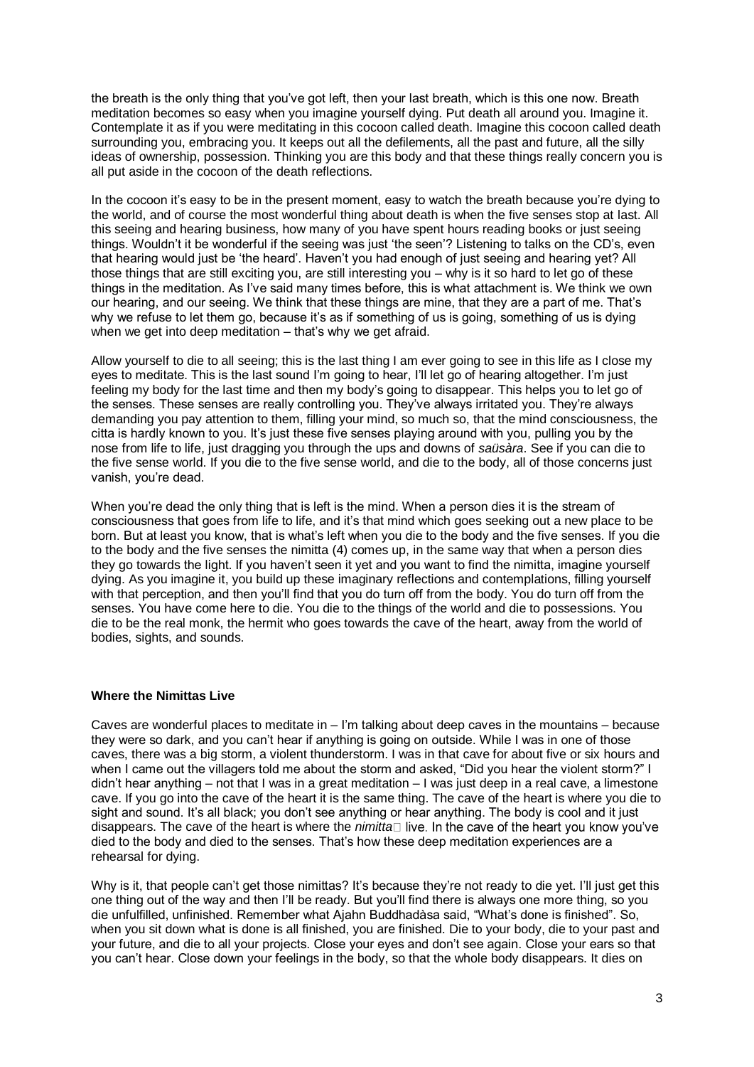the breath is the only thing that you've got left, then your last breath, which is this one now. Breath meditation becomes so easy when you imagine yourself dying. Put death all around you. Imagine it. Contemplate it as if you were meditating in this cocoon called death. Imagine this cocoon called death surrounding you, embracing you. It keeps out all the defilements, all the past and future, all the silly ideas of ownership, possession. Thinking you are this body and that these things really concern you is all put aside in the cocoon of the death reflections.

In the cocoon it's easy to be in the present moment, easy to watch the breath because you're dying to the world, and of course the most wonderful thing about death is when the five senses stop at last. All this seeing and hearing business, how many of you have spent hours reading books or just seeing things. Wouldn't it be wonderful if the seeing was just 'the seen'? Listening to talks on the CD's, even that hearing would just be 'the heard'. Haven't you had enough of just seeing and hearing yet? All those things that are still exciting you, are still interesting you – why is it so hard to let go of these things in the meditation. As I've said many times before, this is what attachment is. We think we own our hearing, and our seeing. We think that these things are mine, that they are a part of me. That's why we refuse to let them go, because it's as if something of us is going, something of us is dying when we get into deep meditation – that's why we get afraid.

Allow yourself to die to all seeing; this is the last thing I am ever going to see in this life as I close my eyes to meditate. This is the last sound I'm going to hear, I'll let go of hearing altogether. I'm just feeling my body for the last time and then my body's going to disappear. This helps you to let go of the senses. These senses are really controlling you. They've always irritated you. They're always demanding you pay attention to them, filling your mind, so much so, that the mind consciousness, the citta is hardly known to you. It's just these five senses playing around with you, pulling you by the nose from life to life, just dragging you through the ups and downs of *saüsàra*. See if you can die to the five sense world. If you die to the five sense world, and die to the body, all of those concerns just vanish, you're dead.

When you're dead the only thing that is left is the mind. When a person dies it is the stream of consciousness that goes from life to life, and it's that mind which goes seeking out a new place to be born. But at least you know, that is what's left when you die to the body and the five senses. If you die to the body and the five senses the nimitta (4) comes up, in the same way that when a person dies they go towards the light. If you haven't seen it yet and you want to find the nimitta, imagine yourself dying. As you imagine it, you build up these imaginary reflections and contemplations, filling yourself with that perception, and then you'll find that you do turn off from the body. You do turn off from the senses. You have come here to die. You die to the things of the world and die to possessions. You die to be the real monk, the hermit who goes towards the cave of the heart, away from the world of bodies, sights, and sounds.

**Where the Nimittas Live**

Caves are wonderful places to meditate in – I'm talking about deep caves in the mountains – because they were so dark, and you can't hear if anything is going on outside. While I was in one of those caves, there was a big storm, a violent thunderstorm. I was in that cave for about five or six hours and when I came out the villagers told me about the storm and asked, "Did you hear the violent storm?" I didn't hear anything – not that I was in a great meditation – I was just deep in a real cave, a limestone cave. If you go into the cave of the heart it is the same thing. The cave of the heart is where you die to sight and sound. It's all black; you don't see anything or hear anything. The body is cool and it just disappears. The cave of the heart is where the *nimitta* live. In the cave of the heart you know you've died to the body and died to the senses. That's how these deep meditation experiences are a rehearsal for dying.

Why is it, that people can't get those nimittas? It's because they're not ready to die yet. I'll just get this one thing out of the way and then I'll be ready. But you'll find there is always one more thing, so you die unfulfilled, unfinished. Remember what Ajahn Buddhadàsa said, "What's done is finished". So, when you sit down what is done is all finished, you are finished. Die to your body, die to your past and your future, and die to all your projects. Close your eyes and don't see again. Close your ears so that you can't hear. Close down your feelings in the body, so that the whole body disappears. It dies on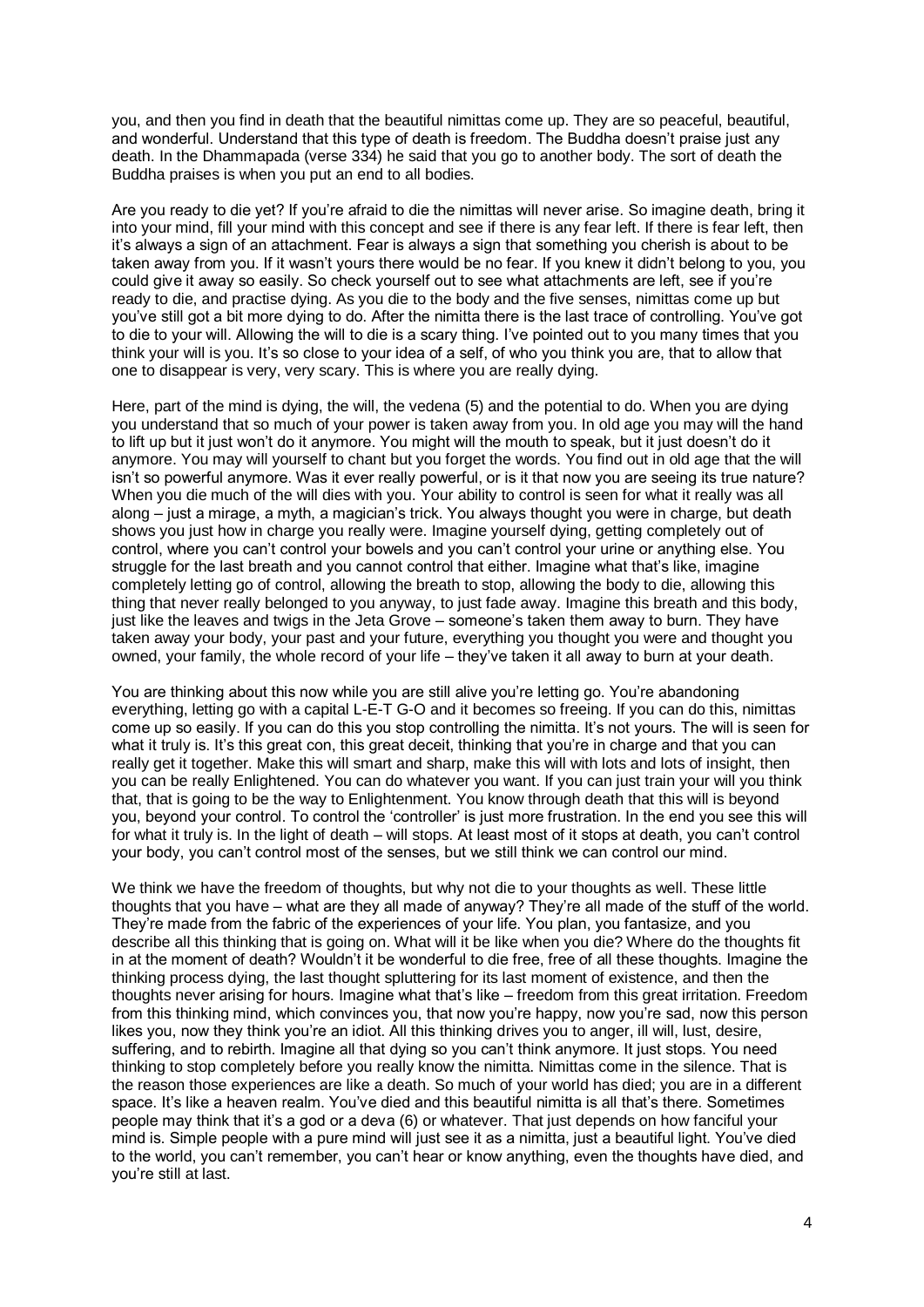you, and then you find in death that the beautiful nimittas come up. They are so peaceful, beautiful, and wonderful. Understand that this type of death is freedom. The Buddha doesn't praise just any death. In the Dhammapada (verse 334) he said that you go to another body. The sort of death the Buddha praises is when you put an end to all bodies.

Are you ready to die yet? If you're afraid to die the nimittas will never arise. So imagine death, bring it into your mind, fill your mind with this concept and see if there is any fear left. If there is fear left, then it's always a sign of an attachment. Fear is always a sign that something you cherish is about to be taken away from you. If it wasn't yours there would be no fear. If you knew it didn't belong to you, you could give it away so easily. So check yourself out to see what attachments are left, see if you're ready to die, and practise dying. As you die to the body and the five senses, nimittas come up but you've still got a bit more dying to do. After the nimitta there is the last trace of controlling. You've got to die to your will. Allowing the will to die is a scary thing. I've pointed out to you many times that you think your will is you. It's so close to your idea of a self, of who you think you are, that to allow that one to disappear is very, very scary. This is where you are really dying.

Here, part of the mind is dying, the will, the vedena (5) and the potential to do. When you are dying you understand that so much of your power is taken away from you. In old age you may will the hand to lift up but it just won't do it anymore. You might will the mouth to speak, but it just doesn't do it anymore. You may will yourself to chant but you forget the words. You find out in old age that the will isn't so powerful anymore. Was it ever really powerful, or is it that now you are seeing its true nature? When you die much of the will dies with you. Your ability to control is seen for what it really was all along – just a mirage, a myth, a magician's trick. You always thought you were in charge, but death shows you just how in charge you really were. Imagine yourself dying, getting completely out of control, where you can't control your bowels and you can't control your urine or anything else. You struggle for the last breath and you cannot control that either. Imagine what that's like, imagine completely letting go of control, allowing the breath to stop, allowing the body to die, allowing this thing that never really belonged to you anyway, to just fade away. Imagine this breath and this body, just like the leaves and twigs in the Jeta Grove – someone's taken them away to burn. They have taken away your body, your past and your future, everything you thought you were and thought you owned, your family, the whole record of your life – they've taken it all away to burn at your death.

You are thinking about this now while you are still alive you're letting go. You're abandoning everything, letting go with a capital L-E-T G-O and it becomes so freeing. If you can do this, nimittas come up so easily. If you can do this you stop controlling the nimitta. It's not yours. The will is seen for what it truly is. It's this great con, this great deceit, thinking that you're in charge and that you can really get it together. Make this will smart and sharp, make this will with lots and lots of insight, then you can be really Enlightened. You can do whatever you want. If you can just train your will you think that, that is going to be the way to Enlightenment. You know through death that this will is beyond you, beyond your control. To control the 'controller' is just more frustration. In the end you see this will for what it truly is. In the light of death – will stops. At least most of it stops at death, you can't control your body, you can't control most of the senses, but we still think we can control our mind.

We think we have the freedom of thoughts, but why not die to your thoughts as well. These little thoughts that you have – what are they all made of anyway? They're all made of the stuff of the world. They're made from the fabric of the experiences of your life. You plan, you fantasize, and you describe all this thinking that is going on. What will it be like when you die? Where do the thoughts fit in at the moment of death? Wouldn't it be wonderful to die free, free of all these thoughts. Imagine the thinking process dying, the last thought spluttering for its last moment of existence, and then the thoughts never arising for hours. Imagine what that's like – freedom from this great irritation. Freedom from this thinking mind, which convinces you, that now you're happy, now you're sad, now this person likes you, now they think you're an idiot. All this thinking drives you to anger, ill will, lust, desire, suffering, and to rebirth. Imagine all that dying so you can't think anymore. It just stops. You need thinking to stop completely before you really know the nimitta. Nimittas come in the silence. That is the reason those experiences are like a death. So much of your world has died; you are in a different space. It's like a heaven realm. You've died and this beautiful nimitta is all that's there. Sometimes people may think that it's a god or a deva (6) or whatever. That just depends on how fanciful your mind is. Simple people with a pure mind will just see it as a nimitta, just a beautiful light. You've died to the world, you can't remember, you can't hear or know anything, even the thoughts have died, and you're still at last.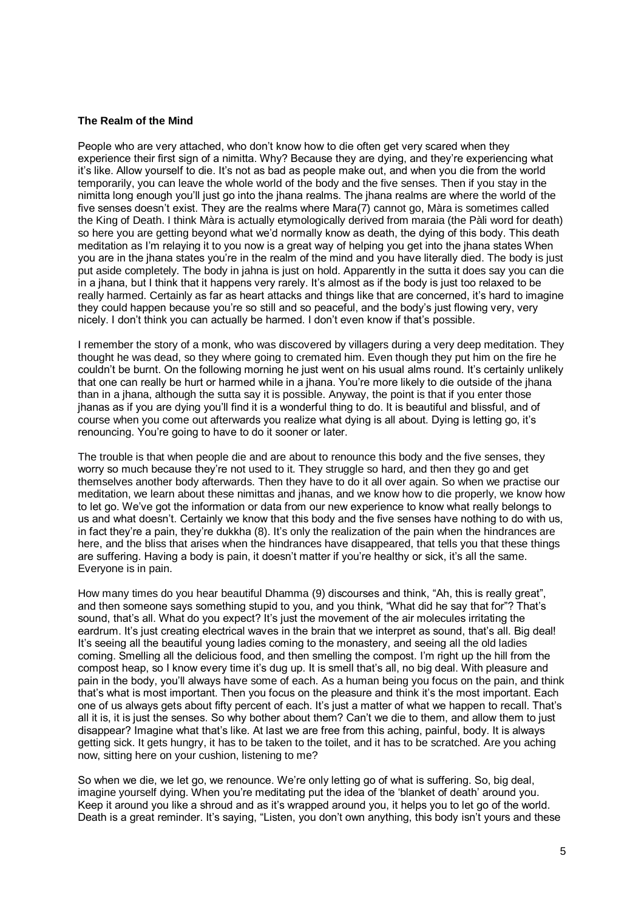**The Realm of the Mind**

People who are very attached, who don't know how to die often get very scared when they experience their first sign of a nimitta. Why? Because they are dying, and they're experiencing what it's like. Allow yourself to die. It's not as bad as people make out, and when you die from the world temporarily, you can leave the whole world of the body and the five senses. Then if you stay in the nimitta long enough you'll just go into the jhana realms. The jhana realms are where the world of the five senses doesn't exist. They are the realms where Mara(7) cannot go, Màra is sometimes called the King of Death. I think Màra is actually etymologically derived from maraia (the Pàli word for death) so here you are getting beyond what we'd normally know as death, the dying of this body. This death meditation as I'm relaying it to you now is a great way of helping you get into the jhana states When you are in the jhana states you're in the realm of the mind and you have literally died. The body is just put aside completely. The body in jahna is just on hold. Apparently in the sutta it does say you can die in a jhana, but I think that it happens very rarely. It's almost as if the body is just too relaxed to be really harmed. Certainly as far as heart attacks and things like that are concerned, it's hard to imagine they could happen because you're so still and so peaceful, and the body's just flowing very, very nicely. I don't think you can actually be harmed. I don't even know if that's possible.

I remember the story of a monk, who was discovered by villagers during a very deep meditation. They thought he was dead, so they where going to cremated him. Even though they put him on the fire he couldn't be burnt. On the following morning he just went on his usual alms round. It's certainly unlikely that one can really be hurt or harmed while in a jhana. You're more likely to die outside of the jhana than in a jhana, although the sutta say it is possible. Anyway, the point is that if you enter those jhanas as if you are dying you'll find it is a wonderful thing to do. It is beautiful and blissful, and of course when you come out afterwards you realize what dying is all about. Dying is letting go, it's renouncing. You're going to have to do it sooner or later.

The trouble is that when people die and are about to renounce this body and the five senses, they worry so much because they're not used to it. They struggle so hard, and then they go and get themselves another body afterwards. Then they have to do it all over again. So when we practise our meditation, we learn about these nimittas and jhanas, and we know how to die properly, we know how to let go. We've got the information or data from our new experience to know what really belongs to us and what doesn't. Certainly we know that this body and the five senses have nothing to do with us, in fact they're a pain, they're dukkha (8). It's only the realization of the pain when the hindrances are here, and the bliss that arises when the hindrances have disappeared, that tells you that these things are suffering. Having a body is pain, it doesn't matter if you're healthy or sick, it's all the same. Everyone is in pain.

How many times do you hear beautiful Dhamma (9) discourses and think, "Ah, this is really great", and then someone says something stupid to you, and you think, "What did he say that for"? That's sound, that's all. What do you expect? It's just the movement of the air molecules irritating the eardrum. It's just creating electrical waves in the brain that we interpret as sound, that's all. Big deal! It's seeing all the beautiful young ladies coming to the monastery, and seeing all the old ladies coming. Smelling all the delicious food, and then smelling the compost. I'm right up the hill from the compost heap, so I know every time it's dug up. It is smell that's all, no big deal. With pleasure and pain in the body, you'll always have some of each. As a human being you focus on the pain, and think that's what is most important. Then you focus on the pleasure and think it's the most important. Each one of us always gets about fifty percent of each. It's just a matter of what we happen to recall. That's all it is, it is just the senses. So why bother about them? Can't we die to them, and allow them to just disappear? Imagine what that's like. At last we are free from this aching, painful, body. It is always getting sick. It gets hungry, it has to be taken to the toilet, and it has to be scratched. Are you aching now, sitting here on your cushion, listening to me?

So when we die, we let go, we renounce. We're only letting go of what is suffering. So, big deal, imagine yourself dying. When you're meditating put the idea of the 'blanket of death' around you. Keep it around you like a shroud and as it's wrapped around you, it helps you to let go of the world. Death is a great reminder. It's saying, "Listen, you don't own anything, this body isn't yours and these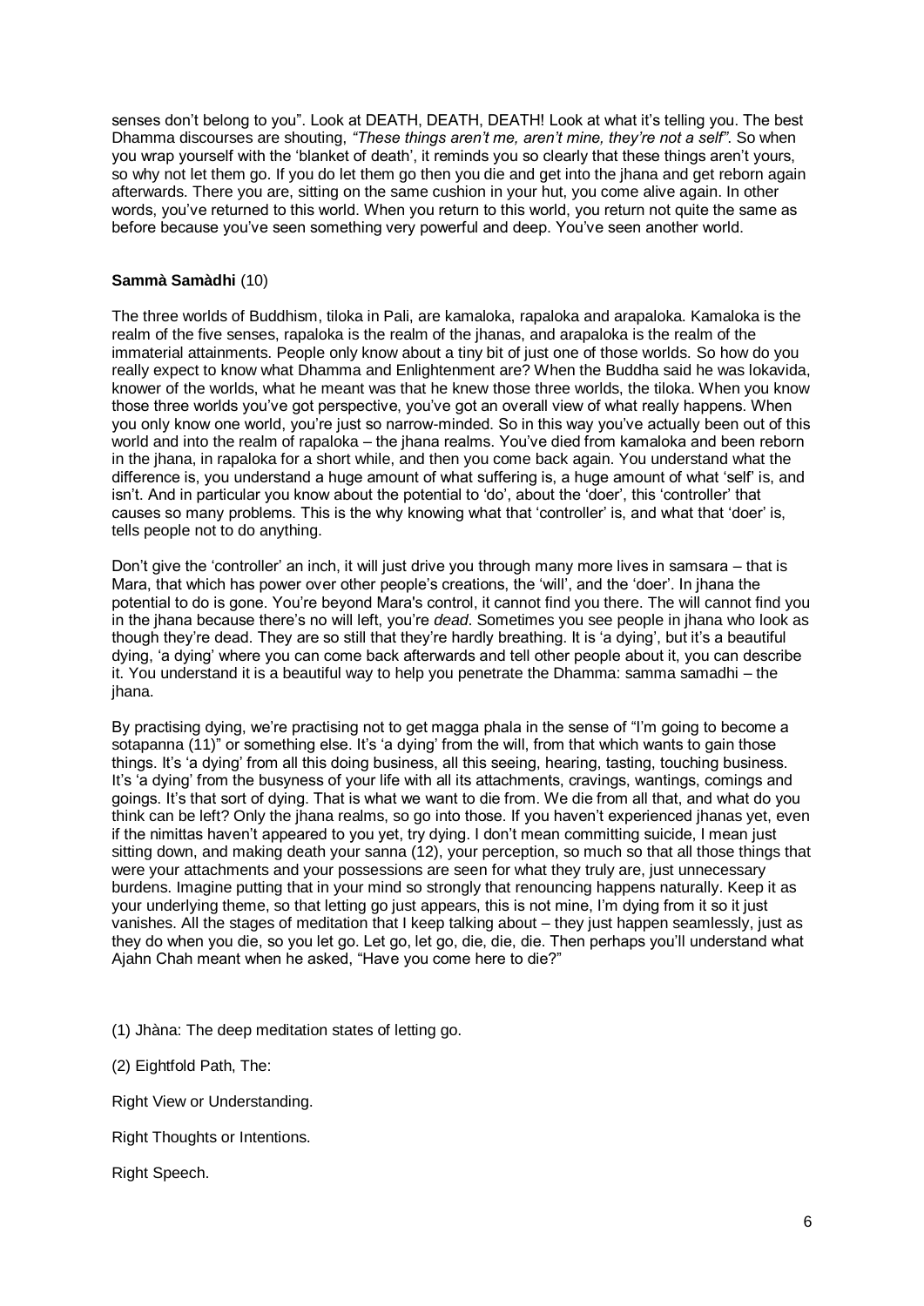senses don't belong to you". Look at DEATH, DEATH, DEATH! Look at what it's telling you. The best Dhamma discourses are shouting, *"These things aren't me, aren't mine, they're not a self"*. So when you wrap yourself with the 'blanket of death', it reminds you so clearly that these things aren't yours, so why not let them go. If you do let them go then you die and get into the jhana and get reborn again afterwards. There you are, sitting on the same cushion in your hut, you come alive again. In other words, you've returned to this world. When you return to this world, you return not quite the same as before because you've seen something very powerful and deep. You've seen another world.

**Sammà Samàdhi** (10)

The three worlds of Buddhism, tiloka in Pali, are kamaloka, rapaloka and arapaloka. Kamaloka is the realm of the five senses, rapaloka is the realm of the jhanas, and arapaloka is the realm of the immaterial attainments. People only know about a tiny bit of just one of those worlds. So how do you really expect to know what Dhamma and Enlightenment are? When the Buddha said he was lokavida, knower of the worlds, what he meant was that he knew those three worlds, the tiloka. When you know those three worlds you've got perspective, you've got an overall view of what really happens. When you only know one world, you're just so narrow-minded. So in this way you've actually been out of this world and into the realm of rapaloka – the jhana realms. You've died from kamaloka and been reborn in the jhana, in rapaloka for a short while, and then you come back again. You understand what the difference is, you understand a huge amount of what suffering is, a huge amount of what 'self' is, and isn't. And in particular you know about the potential to 'do', about the 'doer', this 'controller' that causes so many problems. This is the why knowing what that 'controller' is, and what that 'doer' is, tells people not to do anything.

Don't give the 'controller' an inch, it will just drive you through many more lives in samsara – that is Mara, that which has power over other people's creations, the 'will', and the 'doer'. In jhana the potential to do is gone. You're beyond Mara's control, it cannot find you there. The will cannot find you in the jhana because there's no will left, you're *dead*. Sometimes you see people in jhana who look as though they're dead. They are so still that they're hardly breathing. It is 'a dying', but it's a beautiful dying, 'a dying' where you can come back afterwards and tell other people about it, you can describe it. You understand it is a beautiful way to help you penetrate the Dhamma: samma samadhi – the jhana.

By practising dying, we're practising not to get magga phala in the sense of "I'm going to become a sotapanna (11)" or something else. It's 'a dying' from the will, from that which wants to gain those things. It's 'a dying' from all this doing business, all this seeing, hearing, tasting, touching business. It's 'a dying' from the busyness of your life with all its attachments, cravings, wantings, comings and goings. It's that sort of dying. That is what we want to die from. We die from all that, and what do you think can be left? Only the jhana realms, so go into those. If you haven't experienced jhanas yet, even if the nimittas haven't appeared to you yet, try dying. I don't mean committing suicide, I mean just sitting down, and making death your sanna (12), your perception, so much so that all those things that were your attachments and your possessions are seen for what they truly are, just unnecessary burdens. Imagine putting that in your mind so strongly that renouncing happens naturally. Keep it as your underlying theme, so that letting go just appears, this is not mine, I'm dying from it so it just vanishes. All the stages of meditation that I keep talking about – they just happen seamlessly, just as they do when you die, so you let go. Let go, let go, die, die, die. Then perhaps you'll understand what Ajahn Chah meant when he asked, "Have you come here to die?"

(1) Jhàna: The deep meditation states of letting go.

(2) Eightfold Path, The:

Right View or Understanding.

Right Thoughts or Intentions.

Right Speech.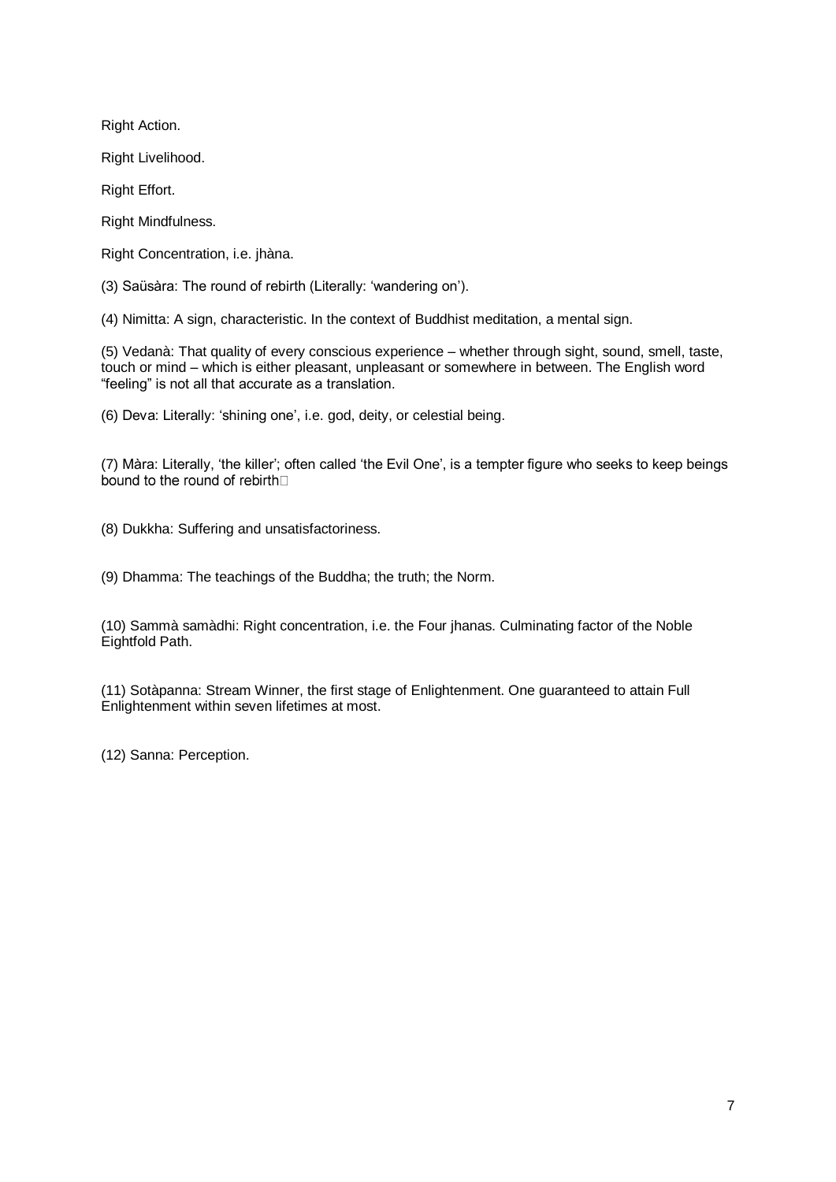Right Action.

Right Livelihood.

Right Effort.

Right Mindfulness.

Right Concentration, i.e. jhàna.

(3) Saüsàra: The round of rebirth (Literally: 'wandering on').

(4) Nimitta: A sign, characteristic. In the context of Buddhist meditation, a mental sign.

(5) Vedanà: That quality of every conscious experience – whether through sight, sound, smell, taste, touch or mind – which is either pleasant, unpleasant or somewhere in between. The English word "feeling" is not all that accurate as a translation.

(6) Deva: Literally: 'shining one', i.e. god, deity, or celestial being.

(7) Màra: Literally, 'the killer'; often called 'the Evil One', is a tempter figure who seeks to keep beings bound to the round of rebirth

(8) Dukkha: Suffering and unsatisfactoriness.

(9) Dhamma: The teachings of the Buddha; the truth; the Norm.

(10) Sammà samàdhi: Right concentration, i.e. the Four jhanas. Culminating factor of the Noble Eightfold Path.

(11) Sotàpanna: Stream Winner, the first stage of Enlightenment. One guaranteed to attain Full Enlightenment within seven lifetimes at most.

(12) Sanna: Perception.